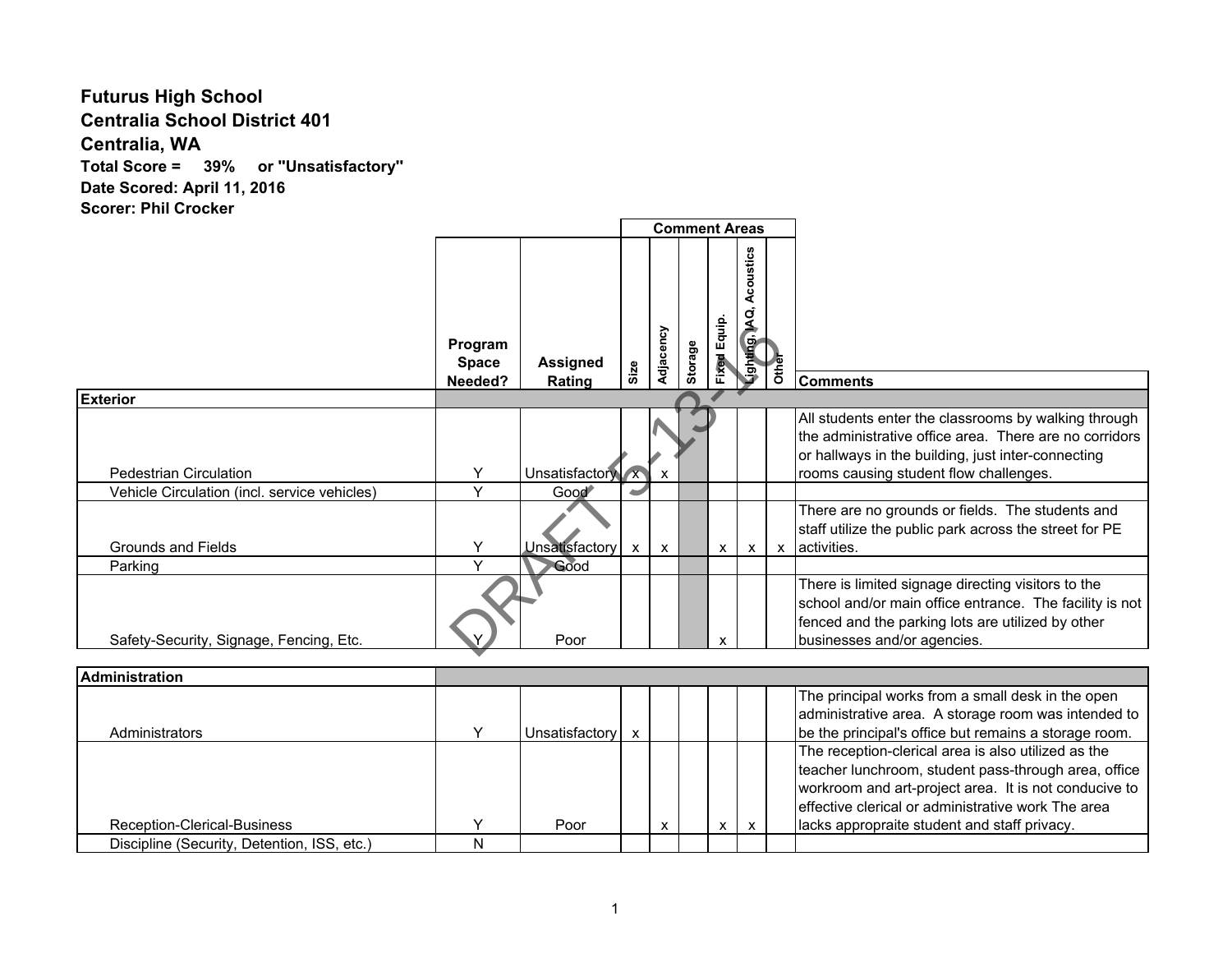**Futurus High School**
**Centralia School District 401**
**Centralia, WA**
**Total Score = 39% or "Unsatisfactory"**
**Date Scored: April 11, 2016**
**Scorer: Phil Crocker**

| | Program Space Needed? | Assigned Rating | Comment Areas | | | | | | Comments |
|---|---|---|---|---|---|---|---|---|---|
| | | | Size | Adjacency | Storage | Fixed Equip. | Lighting, IAQ, Acoustics | Other | |
| **Exterior** | | | | | | | | | |
| Pedestrian Circulation | Y | Unsatisfactory | x | x | | | | | All students enter the classrooms by walking through the administrative office area. There are no corridors or hallways in the building, just inter-connecting rooms causing student flow challenges. |
| Vehicle Circulation (incl. service vehicles) | Y | Good | | | | | | | |
| Grounds and Fields | Y | Unsatisfactory | x | x | | x | x | x | There are no grounds or fields. The students and staff utilize the public park across the street for PE activities. |
| Parking | Y | Good | | | | | | | |
| Safety-Security, Signage, Fencing, Etc. | Y | Poor | | | | x | | | There is limited signage directing visitors to the school and/or main office entrance. The facility is not fenced and the parking lots are utilized by other businesses and/or agencies. |
| **Administration** | | | | | | | | | |
| Administrators | Y | Unsatisfactory | x | | | | | | The principal works from a small desk in the open administrative area. A storage room was intended to be the principal's office but remains a storage room. |
| Reception-Clerical-Business | Y | Poor | | x | | x | x | | The reception-clerical area is also utilized as the teacher lunchroom, student pass-through area, office workroom and art-project area. It is not conducive to effective clerical or administrative work The area lacks appropraite student and staff privacy. |
| Discipline (Security, Detention, ISS, etc.) | N | | | | | | | | |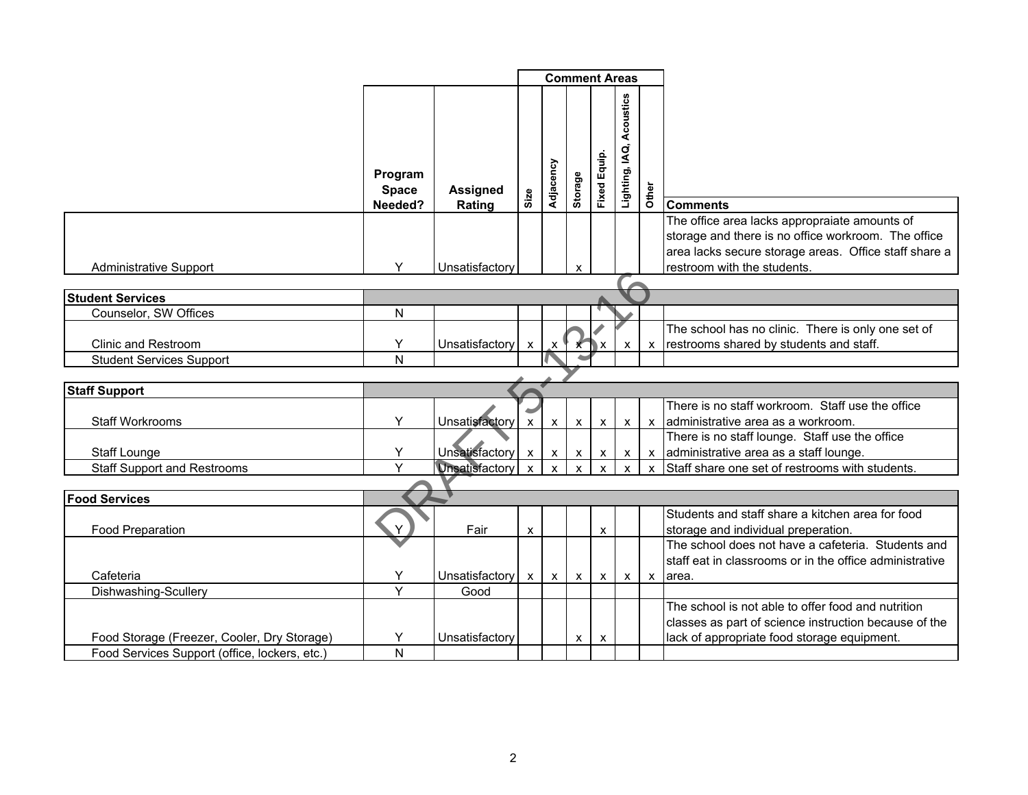| | Program Space Needed? | Assigned Rating | Comment Areas: Size | Adjacency | Storage | Fixed Equip. | Lighting, IAQ, Acoustics | Other | Comments |
|---|---|---|---|---|---|---|---|---|---|
| Administrative Support | Y | Unsatisfactory | | | x | | | | The office area lacks appropraiate amounts of storage and there is no office workroom. The office area lacks secure storage areas. Office staff share a restroom with the students. |
| **Student Services** | | | | | | | | | |
| Counselor, SW Offices | N | | | | | | | | |
| Clinic and Restroom | Y | Unsatisfactory | x | x | x | x | x | x | The school has no clinic. There is only one set of restrooms shared by students and staff. |
| Student Services Support | N | | | | | | | | |
| **Staff Support** | | | | | | | | | |
| Staff Workrooms | Y | Unsatisfactory | x | x | x | x | x | x | There is no staff workroom. Staff use the office administrative area as a workroom. |
| Staff Lounge | Y | Unsatisfactory | x | x | x | x | x | x | There is no staff lounge. Staff use the office administrative area as a staff lounge. |
| Staff Support and Restrooms | Y | Unsatisfactory | x | x | x | x | x | x | Staff share one set of restrooms with students. |
| **Food Services** | | | | | | | | | |
| Food Preparation | Y | Fair | x | | | x | | | Students and staff share a kitchen area for food storage and individual preperation. |
| Cafeteria | Y | Unsatisfactory | x | x | x | x | x | x | The school does not have a cafeteria. Students and staff eat in classrooms or in the office administrative area. |
| Dishwashing-Scullery | Y | Good | | | | | | | |
| Food Storage (Freezer, Cooler, Dry Storage) | Y | Unsatisfactory | | | x | x | | | The school is not able to offer food and nutrition classes as part of science instruction because of the lack of appropriate food storage equipment. |
| Food Services Support (office, lockers, etc.) | N | | | | | | | | |

DRAFT 5-13-16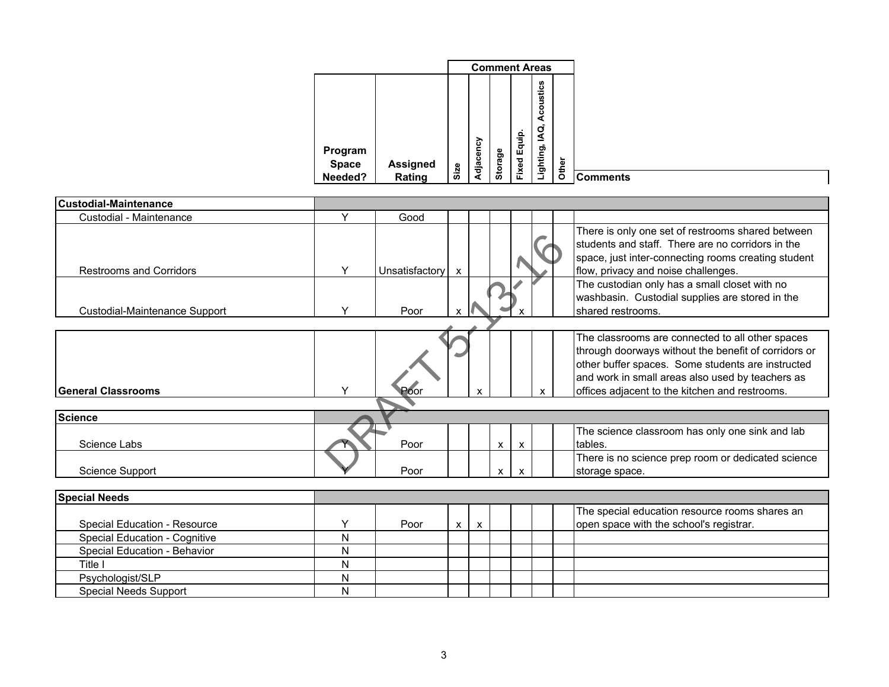| | Program Space Needed? | Assigned Rating | Size | Adjacency | Storage | Fixed Equip. | Lighting, IAQ, Acoustics | Other | Comments |
|---|---|---|---|---|---|---|---|---|---|
| | | | Comment Areas | | | | | | |
| **Custodial-Maintenance** | | | | | | | | | |
| Custodial - Maintenance | Y | Good | | | | | | | |
| Restrooms and Corridors | Y | Unsatisfactory | x | | | | | | There is only one set of restrooms shared between students and staff. There are no corridors in the space, just inter-connecting rooms creating student flow, privacy and noise challenges. |
| Custodial-Maintenance Support | Y | Poor | x | | | x | | | The custodian only has a small closet with no washbasin. Custodial supplies are stored in the shared restrooms. |
| **General Classrooms** | Y | Poor | | x | | | x | | The classrooms are connected to all other spaces through doorways without the benefit of corridors or other buffer spaces. Some students are instructed and work in small areas also used by teachers as offices adjacent to the kitchen and restrooms. |
| **Science** | | | | | | | | | |
| Science Labs | Y | Poor | | | x | x | | | The science classroom has only one sink and lab tables. |
| Science Support | Y | Poor | | | x | x | | | There is no science prep room or dedicated science storage space. |
| **Special Needs** | | | | | | | | | |
| Special Education - Resource | Y | Poor | x | x | | | | | The special education resource rooms shares an open space with the school's registrar. |
| Special Education - Cognitive | N | | | | | | | | |
| Special Education - Behavior | N | | | | | | | | |
| Title I | N | | | | | | | | |
| Psychologist/SLP | N | | | | | | | | |
| Special Needs Support | N | | | | | | | | |

DRAFT 5-13-16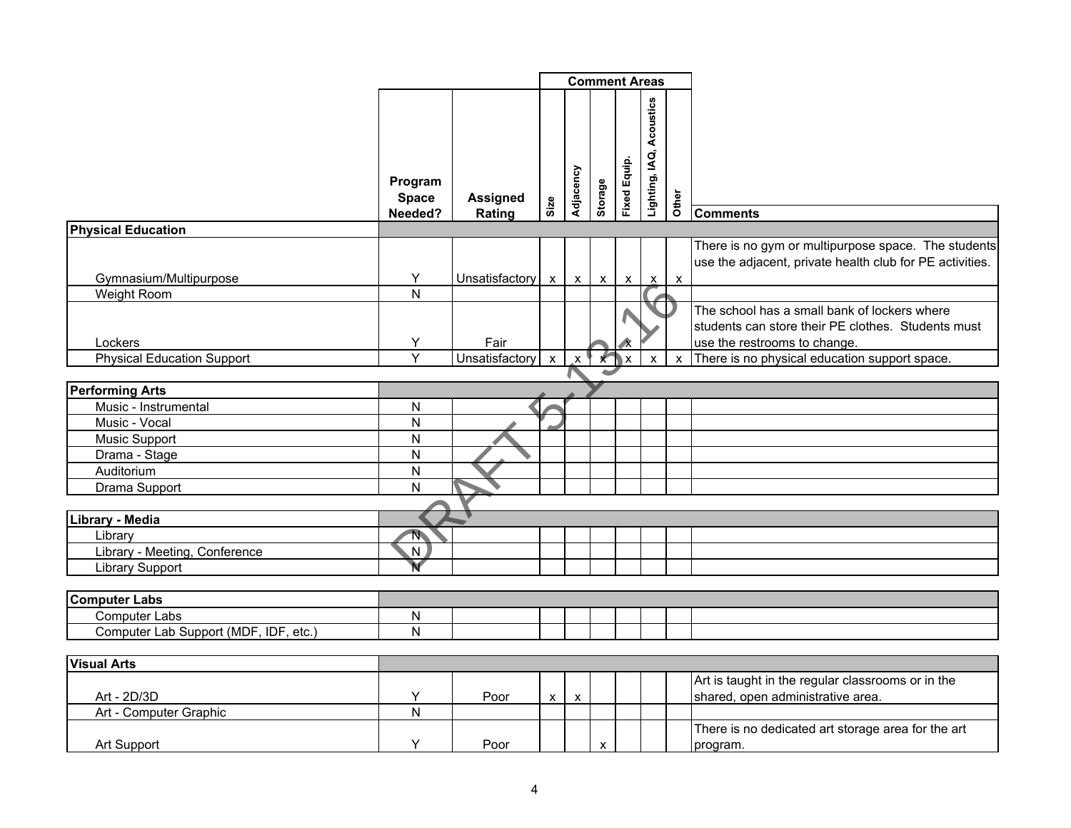| | Program Space Needed? | Assigned Rating | Comment Areas | | | | | | Comments |
|---|---|---|---|---|---|---|---|---|---|
| | | | Size | Adjacency | Storage | Fixed Equip. | Lighting, IAQ, Acoustics | Other | |
| **Physical Education** | | | | | | | | | |
| Gymnasium/Multipurpose | Y | Unsatisfactory | x | x | x | x | x | x | There is no gym or multipurpose space. The students use the adjacent, private health club for PE activities. |
| Weight Room | N | | | | | | | | |
| Lockers | Y | Fair | | | | x | | | The school has a small bank of lockers where students can store their PE clothes. Students must use the restrooms to change. |
| Physical Education Support | Y | Unsatisfactory | x | x | x | x | x | x | There is no physical education support space. |
| **Performing Arts** | | | | | | | | | |
| Music - Instrumental | N | | | | | | | | |
| Music - Vocal | N | | | | | | | | |
| Music Support | N | | | | | | | | |
| Drama - Stage | N | | | | | | | | |
| Auditorium | N | | | | | | | | |
| Drama Support | N | | | | | | | | |
| **Library - Media** | | | | | | | | | |
| Library | N | | | | | | | | |
| Library - Meeting, Conference | N | | | | | | | | |
| Library Support | N | | | | | | | | |
| **Computer Labs** | | | | | | | | | |
| Computer Labs | N | | | | | | | | |
| Computer Lab Support (MDF, IDF, etc.) | N | | | | | | | | |
| **Visual Arts** | | | | | | | | | |
| Art - 2D/3D | Y | Poor | x | x | | | | | Art is taught in the regular classrooms or in the shared, open administrative area. |
| Art - Computer Graphic | N | | | | | | | | |
| Art Support | Y | Poor | | | x | | | | There is no dedicated art storage area for the art program. |

DRAFT 5-13-16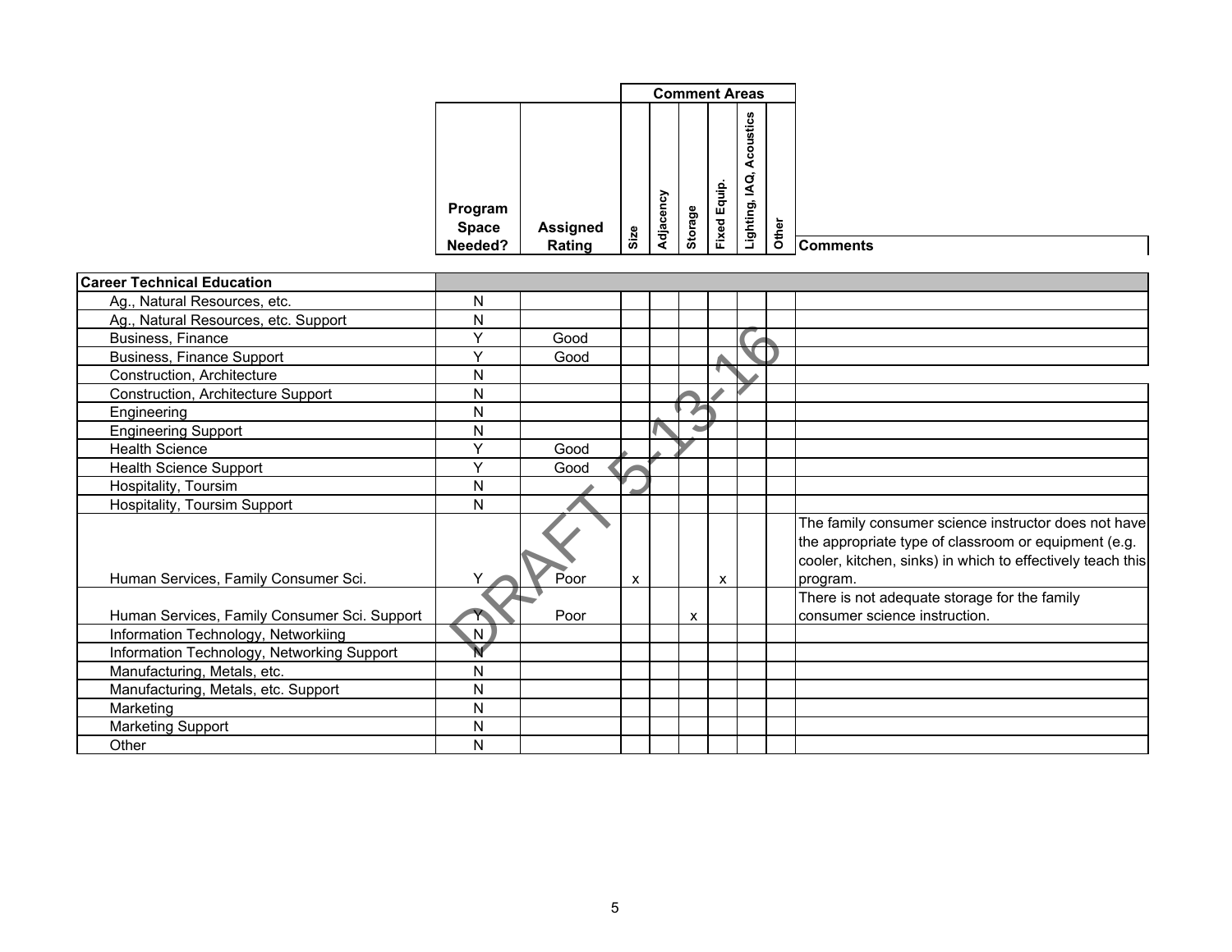| | Program Space Needed? | Assigned Rating | Comment Areas | | | | | | Comments |
|---|---|---|---|---|---|---|---|---|---|
| | | | Size | Adjacency | Storage | Fixed Equip. | Lighting, IAQ, Acoustics | Other | |
| **Career Technical Education** | | | | | | | | | |
| Ag., Natural Resources, etc. | N | | | | | | | | |
| Ag., Natural Resources, etc. Support | N | | | | | | | | |
| Business, Finance | Y | Good | | | | | | | |
| Business, Finance Support | Y | Good | | | | | | | |
| Construction, Architecture | N | | | | | | | | |
| Construction, Architecture Support | N | | | | | | | | |
| Engineering | N | | | | | | | | |
| Engineering Support | N | | | | | | | | |
| Health Science | Y | Good | | | | | | | |
| Health Science Support | Y | Good | | | | | | | |
| Hospitality, Toursim | N | | | | | | | | |
| Hospitality, Toursim Support | N | | | | | | | | |
| Human Services, Family Consumer Sci. | Y | Poor | x | | | x | | | The family consumer science instructor does not have the appropriate type of classroom or equipment (e.g. cooler, kitchen, sinks) in which to effectively teach this program. |
| Human Services, Family Consumer Sci. Support | Y | Poor | | | x | | | | There is not adequate storage for the family consumer science instruction. |
| Information Technology, Networkiing | N | | | | | | | | |
| Information Technology, Networking Support | N | | | | | | | | |
| Manufacturing, Metals, etc. | N | | | | | | | | |
| Manufacturing, Metals, etc. Support | N | | | | | | | | |
| Marketing | N | | | | | | | | |
| Marketing Support | N | | | | | | | | |
| Other | N | | | | | | | | |

DRAFT 5-13-16